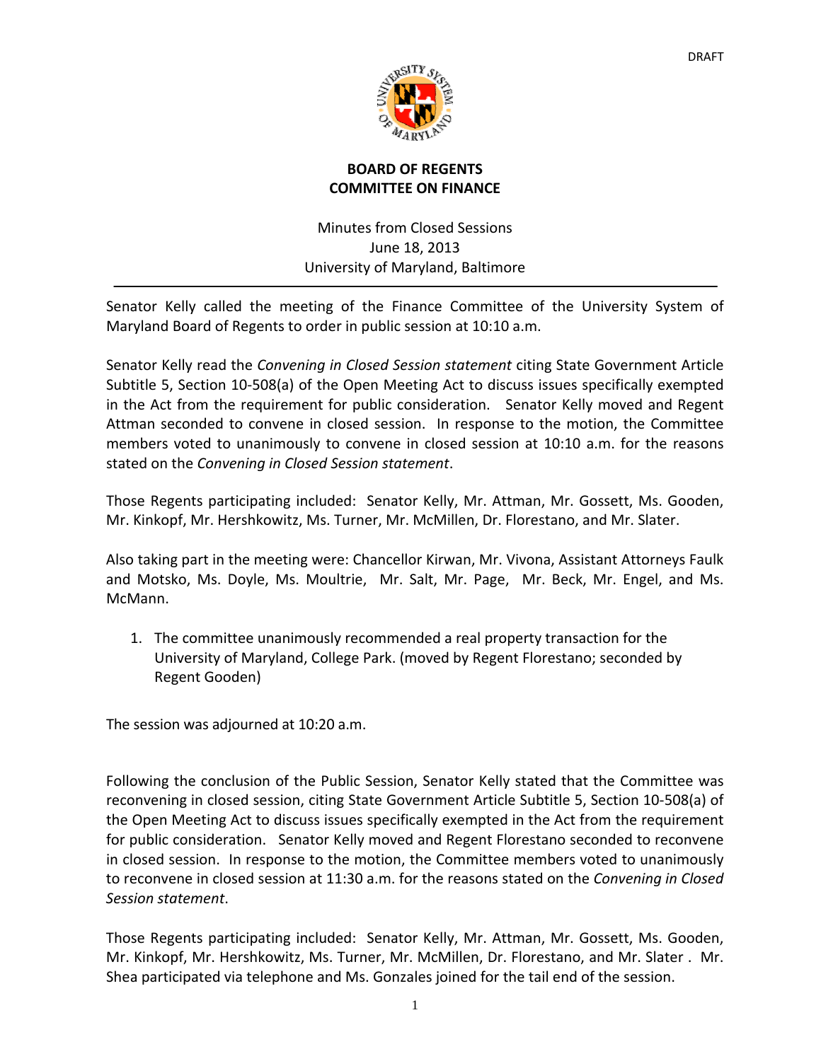DRAFT

**BOARD OF REGENTS**
**COMMITTEE ON FINANCE**

Minutes from Closed Sessions
June 18, 2013
University of Maryland, Baltimore

---

Senator Kelly called the meeting of the Finance Committee of the University System of Maryland Board of Regents to order in public session at 10:10 a.m.

Senator Kelly read the *Convening in Closed Session statement* citing State Government Article Subtitle 5, Section 10-508(a) of the Open Meeting Act to discuss issues specifically exempted in the Act from the requirement for public consideration. Senator Kelly moved and Regent Attman seconded to convene in closed session. In response to the motion, the Committee members voted to unanimously to convene in closed session at 10:10 a.m. for the reasons stated on the *Convening in Closed Session statement*.

Those Regents participating included: Senator Kelly, Mr. Attman, Mr. Gossett, Ms. Gooden, Mr. Kinkopf, Mr. Hershkowitz, Ms. Turner, Mr. McMillen, Dr. Florestano, and Mr. Slater.

Also taking part in the meeting were: Chancellor Kirwan, Mr. Vivona, Assistant Attorneys Faulk and Motsko, Ms. Doyle, Ms. Moultrie, Mr. Salt, Mr. Page, Mr. Beck, Mr. Engel, and Ms. McMann.

1. The committee unanimously recommended a real property transaction for the University of Maryland, College Park. (moved by Regent Florestano; seconded by Regent Gooden)

The session was adjourned at 10:20 a.m.

Following the conclusion of the Public Session, Senator Kelly stated that the Committee was reconvening in closed session, citing State Government Article Subtitle 5, Section 10-508(a) of the Open Meeting Act to discuss issues specifically exempted in the Act from the requirement for public consideration. Senator Kelly moved and Regent Florestano seconded to reconvene in closed session. In response to the motion, the Committee members voted to unanimously to reconvene in closed session at 11:30 a.m. for the reasons stated on the *Convening in Closed Session statement*.

Those Regents participating included: Senator Kelly, Mr. Attman, Mr. Gossett, Ms. Gooden, Mr. Kinkopf, Mr. Hershkowitz, Ms. Turner, Mr. McMillen, Dr. Florestano, and Mr. Slater . Mr. Shea participated via telephone and Ms. Gonzales joined for the tail end of the session.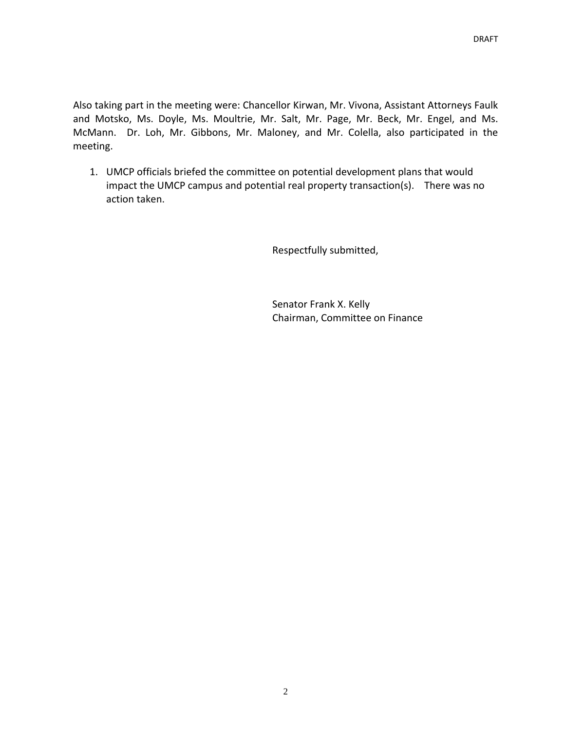DRAFT

Also taking part in the meeting were: Chancellor Kirwan, Mr. Vivona, Assistant Attorneys Faulk and Motsko, Ms. Doyle, Ms. Moultrie, Mr. Salt, Mr. Page, Mr. Beck, Mr. Engel, and Ms. McMann. Dr. Loh, Mr. Gibbons, Mr. Maloney, and Mr. Colella, also participated in the meeting.

1. UMCP officials briefed the committee on potential development plans that would impact the UMCP campus and potential real property transaction(s). There was no action taken.

Respectfully submitted,

Senator Frank X. Kelly
Chairman, Committee on Finance